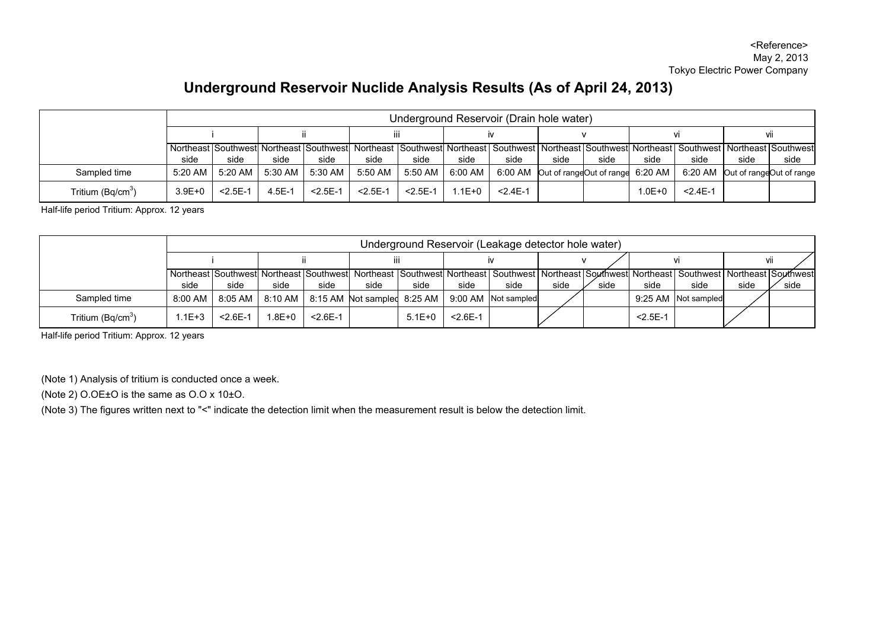<Reference>
May 2, 2013
Tokyo Electric Power Company

# Underground Reservoir Nuclide Analysis Results (As of April 24, 2013)

| | Underground Reservoir (Drain hole water) | | | | | | | | | | | | | |
|---|---|---|---|---|---|---|---|---|---|---|---|---|---|---|
| | i | | ii | | iii | | iv | | v | | vi | | vii | |
| | Northeast side | Southwest side | Northeast side | Southwest side | Northeast side | Southwest side | Northeast side | Southwest side | Northeast side | Southwest side | Northeast side | Southwest side | Northeast side | Southwest side |
| Sampled time | 5:20 AM | 5:20 AM | 5:30 AM | 5:30 AM | 5:50 AM | 5:50 AM | 6:00 AM | 6:00 AM | Out of range | Out of range | 6:20 AM | 6:20 AM | Out of range | Out of range |
| Tritium ($Bq/cm^3$) | 3.9E+0 | <2.5E-1 | 4.5E-1 | <2.5E-1 | <2.5E-1 | <2.5E-1 | 1.1E+0 | <2.4E-1 | | | 1.0E+0 | <2.4E-1 | | |

Half-life period Tritium: Approx. 12 years

| | Underground Reservoir (Leakage detector hole water) | | | | | | | | | | | | | |
|---|---|---|---|---|---|---|---|---|---|---|---|---|---|---|
| | i | | ii | | iii | | iv | | v | | vi | | vii | |
| | Northeast side | Southwest side | Northeast side | Southwest side | Northeast side | Southwest side | Northeast side | Southwest side | Northeast side | Southwest side | Northeast side | Southwest side | Northeast side | Southwest side |
| Sampled time | 8:00 AM | 8:05 AM | 8:10 AM | 8:15 AM | Not sampled | 8:25 AM | 9:00 AM | Not sampled | | | 9:25 AM | Not sampled | | |
| Tritium ($Bq/cm^3$) | 1.1E+3 | <2.6E-1 | 1.8E+0 | <2.6E-1 | | 5.1E+0 | <2.6E-1 | | | | <2.5E-1 | | | |

Half-life period Tritium: Approx. 12 years

(Note 1) Analysis of tritium is conducted once a week.

(Note 2) O.OE±O is the same as O.O x 10±O.

(Note 3) The figures written next to "<" indicate the detection limit when the measurement result is below the detection limit.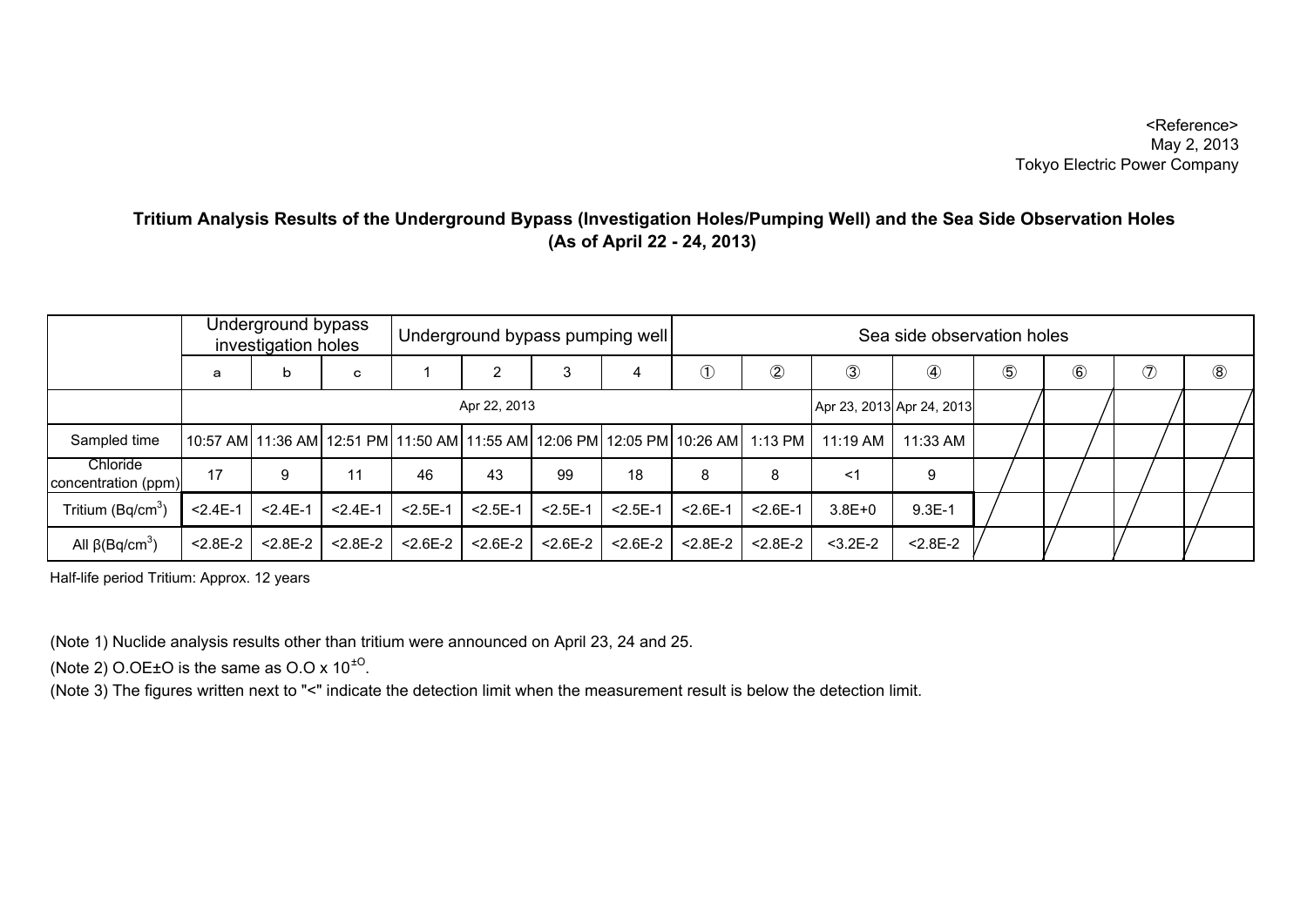<Reference>
May 2, 2013
Tokyo Electric Power Company

**Tritium Analysis Results of the Underground Bypass (Investigation Holes/Pumping Well) and the Sea Side Observation Holes (As of April 22 - 24, 2013)**

| | Underground bypass investigation holes | | | Underground bypass pumping well | | | | Sea side observation holes | | | | | | | |
|---|---|---|---|---|---|---|---|---|---|---|---|---|---|---|---|
| | a | b | c | 1 | 2 | 3 | 4 | ① | ② | ③ | ④ | ⑤ | ⑥ | ⑦ | ⑧ |
| | Apr 22, 2013 | | | | | | | | | Apr 23, 2013 | Apr 24, 2013 | | | | |
| Sampled time | 10:57 AM | 11:36 AM | 12:51 PM | 11:50 AM | 11:55 AM | 12:06 PM | 12:05 PM | 10:26 AM | 1:13 PM | 11:19 AM | 11:33 AM | | | | |
| Chloride concentration (ppm) | 17 | 9 | 11 | 46 | 43 | 99 | 18 | 8 | 8 | <1 | 9 | | | | |
| Tritium ($Bq/cm^3$) | <2.4E-1 | <2.4E-1 | <2.4E-1 | <2.5E-1 | <2.5E-1 | <2.5E-1 | <2.5E-1 | <2.6E-1 | <2.6E-1 | 3.8E+0 | 9.3E-1 | | | | |
| All $\beta$($Bq/cm^3$) | <2.8E-2 | <2.8E-2 | <2.8E-2 | <2.6E-2 | <2.6E-2 | <2.6E-2 | <2.6E-2 | <2.8E-2 | <2.8E-2 | <3.2E-2 | <2.8E-2 | | | | |

Half-life period Tritium: Approx. 12 years

(Note 1) Nuclide analysis results other than tritium were announced on April 23, 24 and 25.

(Note 2) O.OE±O is the same as O.O x $10^{\pm O}$.

(Note 3) The figures written next to "<" indicate the detection limit when the measurement result is below the detection limit.